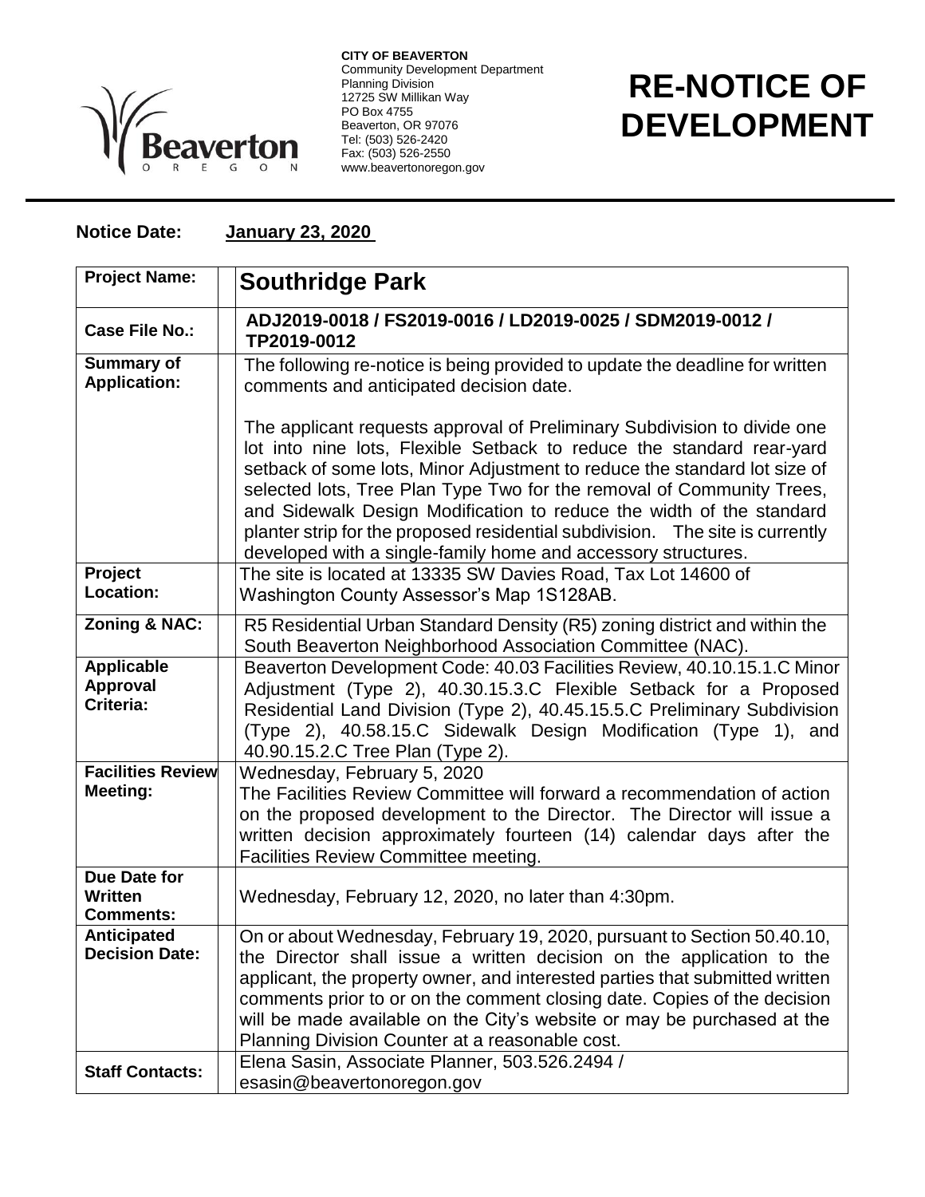**CITY OF BEAVERTON**
Community Development Department
Planning Division
12725 SW Millikan Way
PO Box 4755
Beaverton, OR 97076
Tel: (503) 526-2420
Fax: (503) 526-2550
www.beavertonoregon.gov

# RE-NOTICE OF DEVELOPMENT

**Notice Date:** **January 23, 2020**

| | |
|---|---|
| **Project Name:** | **Southridge Park** |
| **Case File No.:** | **ADJ2019-0018 / FS2019-0016 / LD2019-0025 / SDM2019-0012 / TP2019-0012** |
| **Summary of Application:** | The following re-notice is being provided to update the deadline for written comments and anticipated decision date.<br><br>The applicant requests approval of Preliminary Subdivision to divide one lot into nine lots, Flexible Setback to reduce the standard rear-yard setback of some lots, Minor Adjustment to reduce the standard lot size of selected lots, Tree Plan Type Two for the removal of Community Trees, and Sidewalk Design Modification to reduce the width of the standard planter strip for the proposed residential subdivision. The site is currently developed with a single-family home and accessory structures. |
| **Project Location:** | The site is located at 13335 SW Davies Road, Tax Lot 14600 of Washington County Assessor's Map 1S128AB. |
| **Zoning & NAC:** | R5 Residential Urban Standard Density (R5) zoning district and within the South Beaverton Neighborhood Association Committee (NAC). |
| **Applicable Approval Criteria:** | Beaverton Development Code: 40.03 Facilities Review, 40.10.15.1.C Minor Adjustment (Type 2), 40.30.15.3.C Flexible Setback for a Proposed Residential Land Division (Type 2), 40.45.15.5.C Preliminary Subdivision (Type 2), 40.58.15.C Sidewalk Design Modification (Type 1), and 40.90.15.2.C Tree Plan (Type 2). |
| **Facilities Review Meeting:** | Wednesday, February 5, 2020<br>The Facilities Review Committee will forward a recommendation of action on the proposed development to the Director. The Director will issue a written decision approximately fourteen (14) calendar days after the Facilities Review Committee meeting. |
| **Due Date for Written Comments:** | Wednesday, February 12, 2020, no later than 4:30pm. |
| **Anticipated Decision Date:** | On or about Wednesday, February 19, 2020, pursuant to Section 50.40.10, the Director shall issue a written decision on the application to the applicant, the property owner, and interested parties that submitted written comments prior to or on the comment closing date. Copies of the decision will be made available on the City's website or may be purchased at the Planning Division Counter at a reasonable cost. |
| **Staff Contacts:** | Elena Sasin, Associate Planner, 503.526.2494 / esasin@beavertonoregon.gov |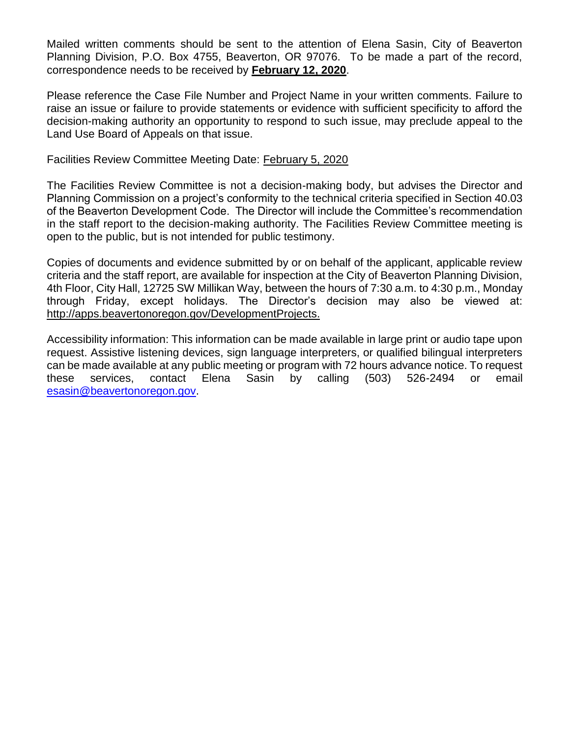Mailed written comments should be sent to the attention of Elena Sasin, City of Beaverton Planning Division, P.O. Box 4755, Beaverton, OR 97076. To be made a part of the record, correspondence needs to be received by **February 12, 2020**.

Please reference the Case File Number and Project Name in your written comments. Failure to raise an issue or failure to provide statements or evidence with sufficient specificity to afford the decision-making authority an opportunity to respond to such issue, may preclude appeal to the Land Use Board of Appeals on that issue.

Facilities Review Committee Meeting Date: February 5, 2020

The Facilities Review Committee is not a decision-making body, but advises the Director and Planning Commission on a project's conformity to the technical criteria specified in Section 40.03 of the Beaverton Development Code. The Director will include the Committee's recommendation in the staff report to the decision-making authority. The Facilities Review Committee meeting is open to the public, but is not intended for public testimony.

Copies of documents and evidence submitted by or on behalf of the applicant, applicable review criteria and the staff report, are available for inspection at the City of Beaverton Planning Division, 4th Floor, City Hall, 12725 SW Millikan Way, between the hours of 7:30 a.m. to 4:30 p.m., Monday through Friday, except holidays. The Director's decision may also be viewed at: http://apps.beavertonoregon.gov/DevelopmentProjects.

Accessibility information: This information can be made available in large print or audio tape upon request. Assistive listening devices, sign language interpreters, or qualified bilingual interpreters can be made available at any public meeting or program with 72 hours advance notice. To request these services, contact Elena Sasin by calling (503) 526-2494 or email esasin@beavertonoregon.gov.